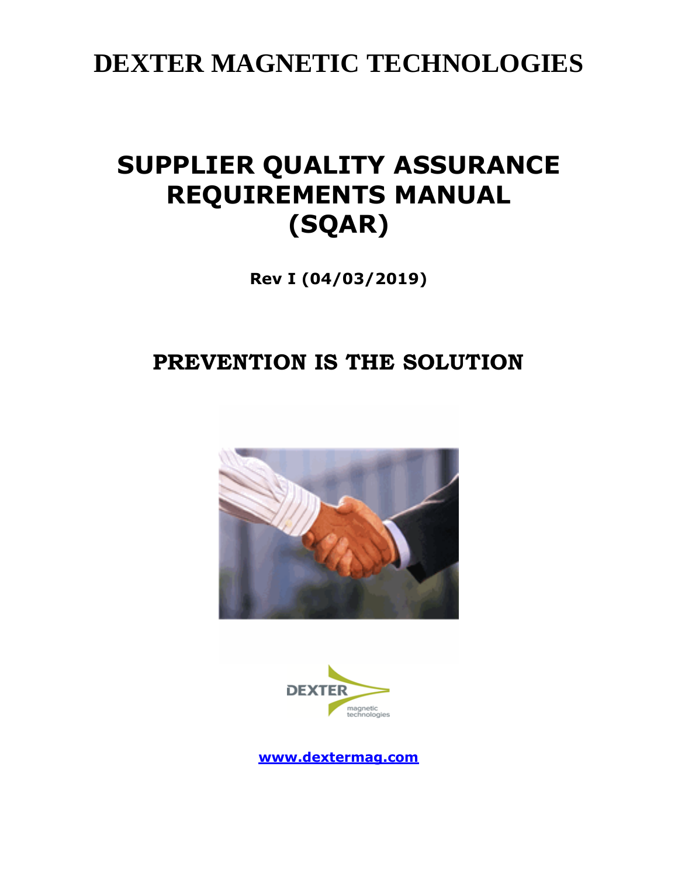# DEXTER MAGNETIC TECHNOLOGIES

## SUPPLIER QUALITY ASSURANCE REQUIREMENTS MANUAL (SQAR)

**Rev I (04/03/2019)**

## PREVENTION IS THE SOLUTION

www.dextermag.com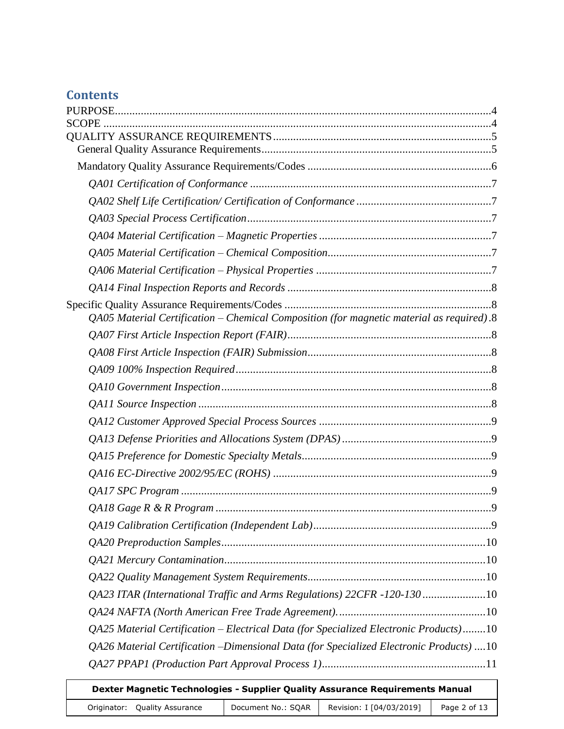## Contents

PURPOSE....4
SCOPE....4
QUALITY ASSURANCE REQUIREMENTS....5
- General Quality Assurance Requirements....5
- Mandatory Quality Assurance Requirements/Codes....6
  - *QA01 Certification of Conformance*....7
  - *QA02 Shelf Life Certification/ Certification of Conformance*....7
  - *QA03 Special Process Certification*....7
  - *QA04 Material Certification – Magnetic Properties*....7
  - *QA05 Material Certification – Chemical Composition*....7
  - *QA06 Material Certification – Physical Properties*....7
  - *QA14 Final Inspection Reports and Records*....8

Specific Quality Assurance Requirements/Codes....8
- *QA05 Material Certification – Chemical Composition (for magnetic material as required)*.8
- *QA07 First Article Inspection Report (FAIR)*....8
- *QA08 First Article Inspection (FAIR) Submission*....8
- *QA09 100% Inspection Required*....8
- *QA10 Government Inspection*....8
- *QA11 Source Inspection*....8
- *QA12 Customer Approved Special Process Sources*....9
- *QA13 Defense Priorities and Allocations System (DPAS)*....9
- *QA15 Preference for Domestic Specialty Metals*....9
- *QA16 EC-Directive 2002/95/EC (ROHS)*....9
- *QA17 SPC Program*....9
- *QA18 Gage R & R Program*....9
- *QA19 Calibration Certification (Independent Lab)*....9
- *QA20 Preproduction Samples*....10
- *QA21 Mercury Contamination*....10
- *QA22 Quality Management System Requirements*....10
- *QA23 ITAR (International Traffic and Arms Regulations) 22CFR -120-130*....10
- *QA24 NAFTA (North American Free Trade Agreement).*....10
- *QA25 Material Certification – Electrical Data (for Specialized Electronic Products)*....10
- *QA26 Material Certification –Dimensional Data (for Specialized Electronic Products)*....10
- *QA27 PPAP1 (Production Part Approval Process 1)*....11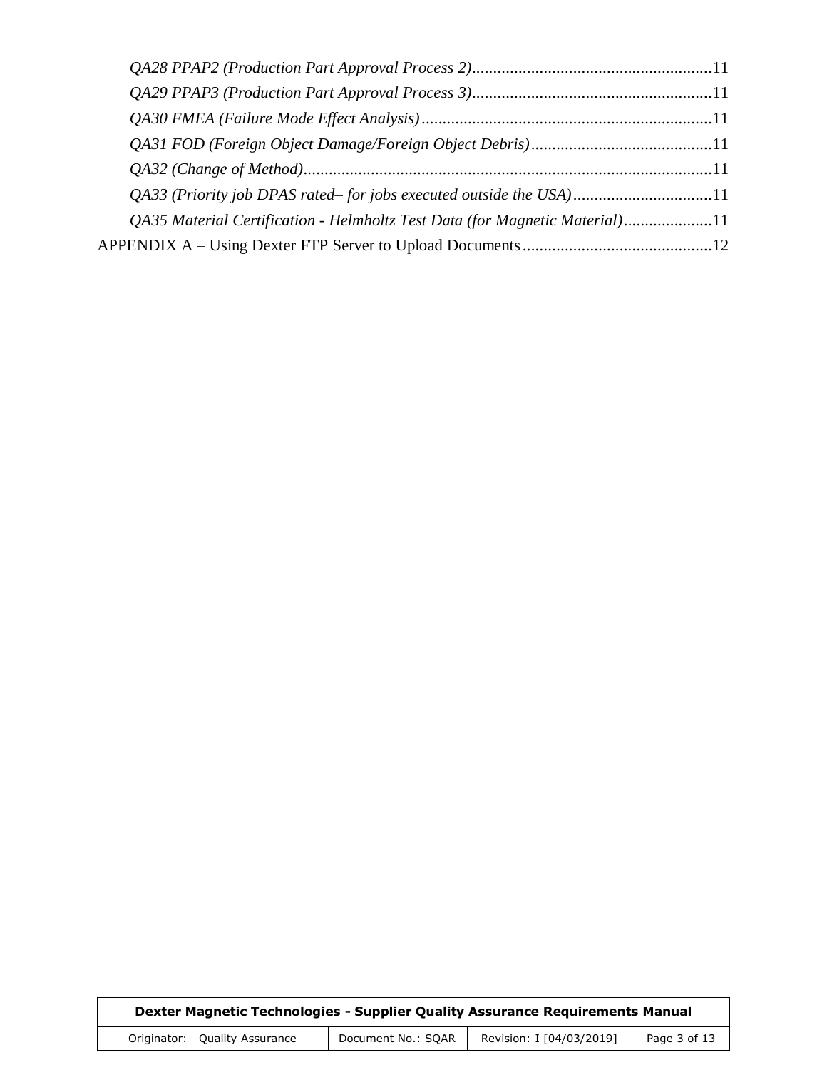*QA28 PPAP2 (Production Part Approval Process 2)* ........................................................ 11
*QA29 PPAP3 (Production Part Approval Process 3)* ........................................................ 11
*QA30 FMEA (Failure Mode Effect Analysis)* ..................................................................... 11
*QA31 FOD (Foreign Object Damage/Foreign Object Debris)* ........................................... 11
*QA32 (Change of Method)* ................................................................................................. 11
*QA33 (Priority job DPAS rated– for jobs executed outside the USA)* ................................. 11
*QA35 Material Certification - Helmholtz Test Data (for Magnetic Material)* ..................... 11
APPENDIX A – Using Dexter FTP Server to Upload Documents ............................................. 12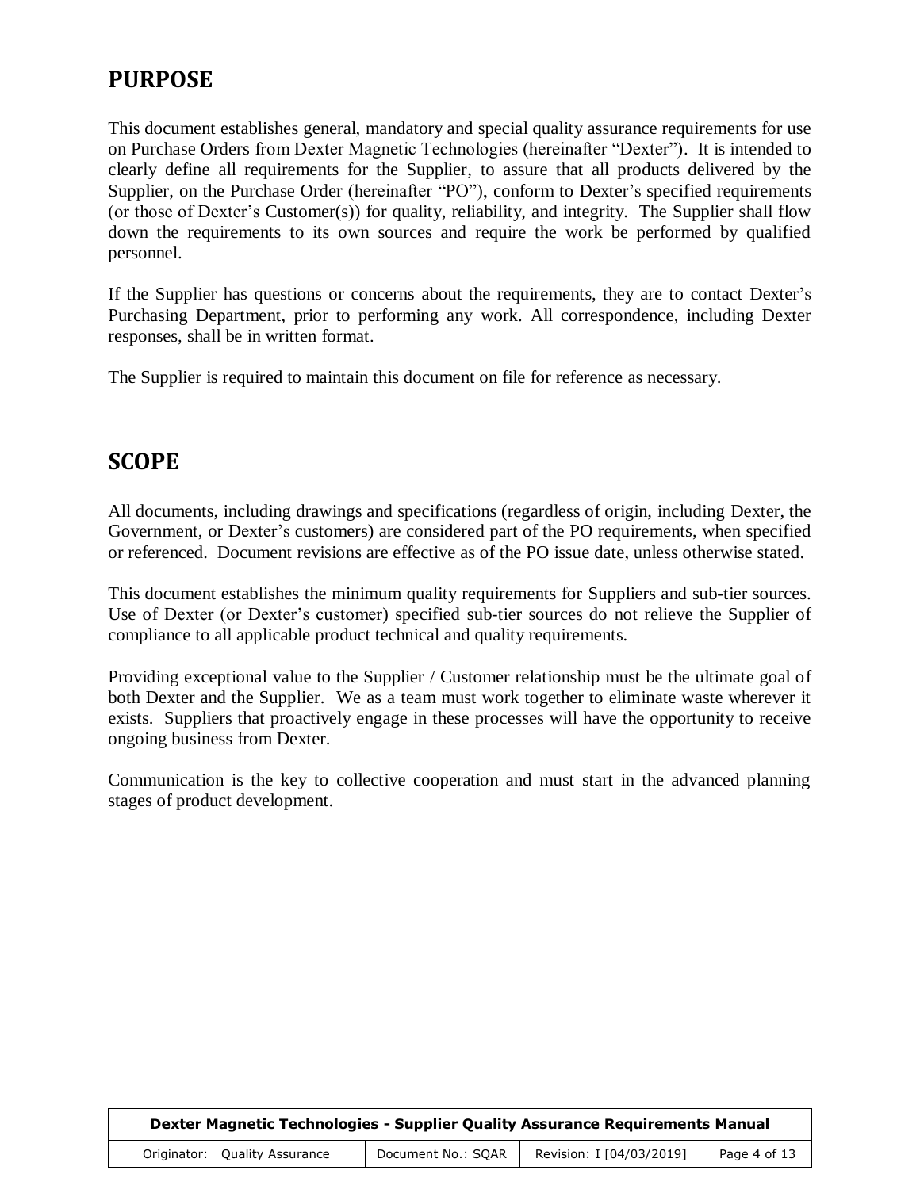## PURPOSE

This document establishes general, mandatory and special quality assurance requirements for use on Purchase Orders from Dexter Magnetic Technologies (hereinafter "Dexter"). It is intended to clearly define all requirements for the Supplier, to assure that all products delivered by the Supplier, on the Purchase Order (hereinafter "PO"), conform to Dexter's specified requirements (or those of Dexter's Customer(s)) for quality, reliability, and integrity. The Supplier shall flow down the requirements to its own sources and require the work be performed by qualified personnel.

If the Supplier has questions or concerns about the requirements, they are to contact Dexter's Purchasing Department, prior to performing any work. All correspondence, including Dexter responses, shall be in written format.

The Supplier is required to maintain this document on file for reference as necessary.

## SCOPE

All documents, including drawings and specifications (regardless of origin, including Dexter, the Government, or Dexter's customers) are considered part of the PO requirements, when specified or referenced. Document revisions are effective as of the PO issue date, unless otherwise stated.

This document establishes the minimum quality requirements for Suppliers and sub-tier sources. Use of Dexter (or Dexter's customer) specified sub-tier sources do not relieve the Supplier of compliance to all applicable product technical and quality requirements.

Providing exceptional value to the Supplier / Customer relationship must be the ultimate goal of both Dexter and the Supplier. We as a team must work together to eliminate waste wherever it exists. Suppliers that proactively engage in these processes will have the opportunity to receive ongoing business from Dexter.

Communication is the key to collective cooperation and must start in the advanced planning stages of product development.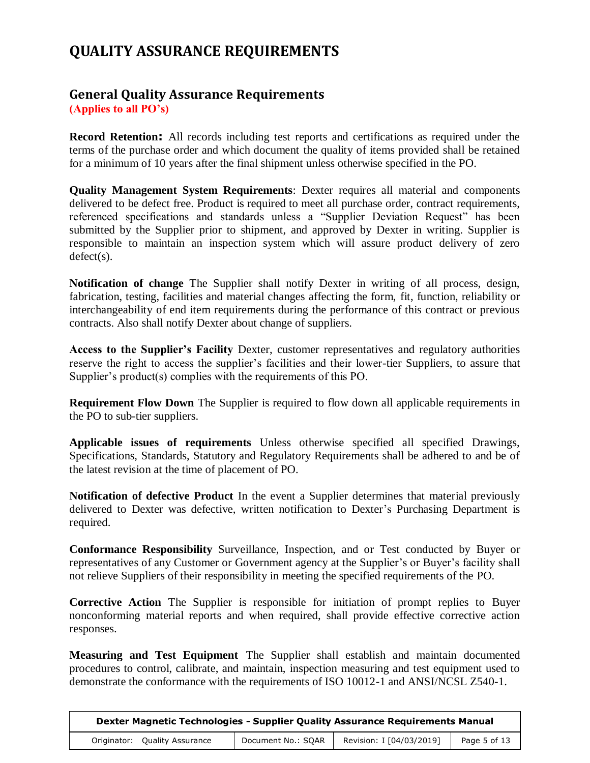# QUALITY ASSURANCE REQUIREMENTS

## General Quality Assurance Requirements

**(Applies to all PO's)**

**Record Retention:** All records including test reports and certifications as required under the terms of the purchase order and which document the quality of items provided shall be retained for a minimum of 10 years after the final shipment unless otherwise specified in the PO.

**Quality Management System Requirements**: Dexter requires all material and components delivered to be defect free. Product is required to meet all purchase order, contract requirements, referenced specifications and standards unless a "Supplier Deviation Request" has been submitted by the Supplier prior to shipment, and approved by Dexter in writing. Supplier is responsible to maintain an inspection system which will assure product delivery of zero defect(s).

**Notification of change** The Supplier shall notify Dexter in writing of all process, design, fabrication, testing, facilities and material changes affecting the form, fit, function, reliability or interchangeability of end item requirements during the performance of this contract or previous contracts. Also shall notify Dexter about change of suppliers.

**Access to the Supplier's Facility** Dexter, customer representatives and regulatory authorities reserve the right to access the supplier's facilities and their lower-tier Suppliers, to assure that Supplier's product(s) complies with the requirements of this PO.

**Requirement Flow Down** The Supplier is required to flow down all applicable requirements in the PO to sub-tier suppliers.

**Applicable issues of requirements** Unless otherwise specified all specified Drawings, Specifications, Standards, Statutory and Regulatory Requirements shall be adhered to and be of the latest revision at the time of placement of PO.

**Notification of defective Product** In the event a Supplier determines that material previously delivered to Dexter was defective, written notification to Dexter's Purchasing Department is required.

**Conformance Responsibility** Surveillance, Inspection, and or Test conducted by Buyer or representatives of any Customer or Government agency at the Supplier's or Buyer's facility shall not relieve Suppliers of their responsibility in meeting the specified requirements of the PO.

**Corrective Action** The Supplier is responsible for initiation of prompt replies to Buyer nonconforming material reports and when required, shall provide effective corrective action responses.

**Measuring and Test Equipment** The Supplier shall establish and maintain documented procedures to control, calibrate, and maintain, inspection measuring and test equipment used to demonstrate the conformance with the requirements of ISO 10012-1 and ANSI/NCSL Z540-1.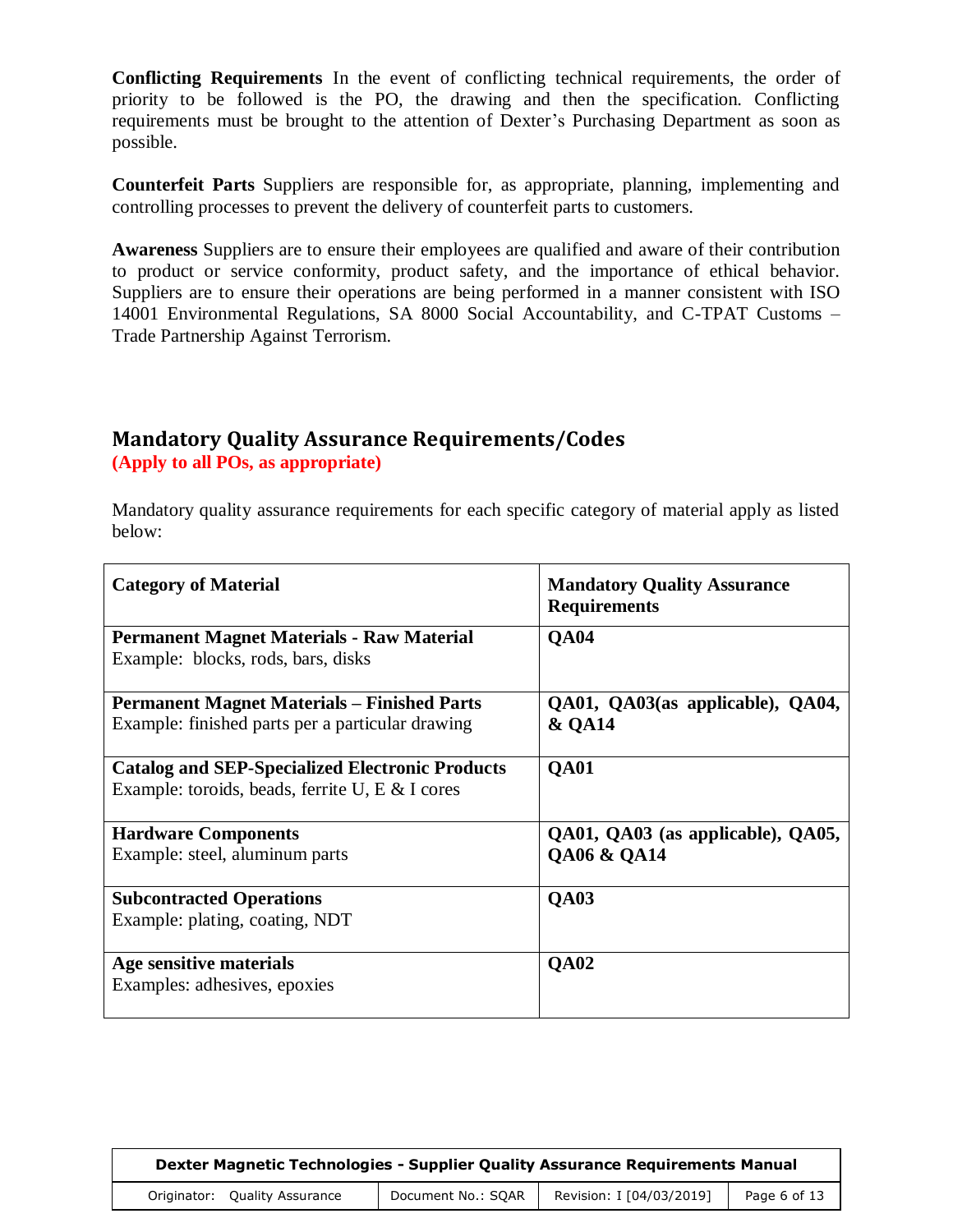**Conflicting Requirements** In the event of conflicting technical requirements, the order of priority to be followed is the PO, the drawing and then the specification. Conflicting requirements must be brought to the attention of Dexter's Purchasing Department as soon as possible.

**Counterfeit Parts** Suppliers are responsible for, as appropriate, planning, implementing and controlling processes to prevent the delivery of counterfeit parts to customers.

**Awareness** Suppliers are to ensure their employees are qualified and aware of their contribution to product or service conformity, product safety, and the importance of ethical behavior. Suppliers are to ensure their operations are being performed in a manner consistent with ISO 14001 Environmental Regulations, SA 8000 Social Accountability, and C-TPAT Customs – Trade Partnership Against Terrorism.

## Mandatory Quality Assurance Requirements/Codes

**(Apply to all POs, as appropriate)**

Mandatory quality assurance requirements for each specific category of material apply as listed below:

| Category of Material | Mandatory Quality Assurance Requirements |
|---|---|
| **Permanent Magnet Materials - Raw Material**<br>Example: blocks, rods, bars, disks | **QA04** |
| **Permanent Magnet Materials – Finished Parts**<br>Example: finished parts per a particular drawing | **QA01, QA03(as applicable), QA04, & QA14** |
| **Catalog and SEP-Specialized Electronic Products**<br>Example: toroids, beads, ferrite U, E & I cores | **QA01** |
| **Hardware Components**<br>Example: steel, aluminum parts | **QA01, QA03 (as applicable), QA05, QA06 & QA14** |
| **Subcontracted Operations**<br>Example: plating, coating, NDT | **QA03** |
| **Age sensitive materials**<br>Examples: adhesives, epoxies | **QA02** |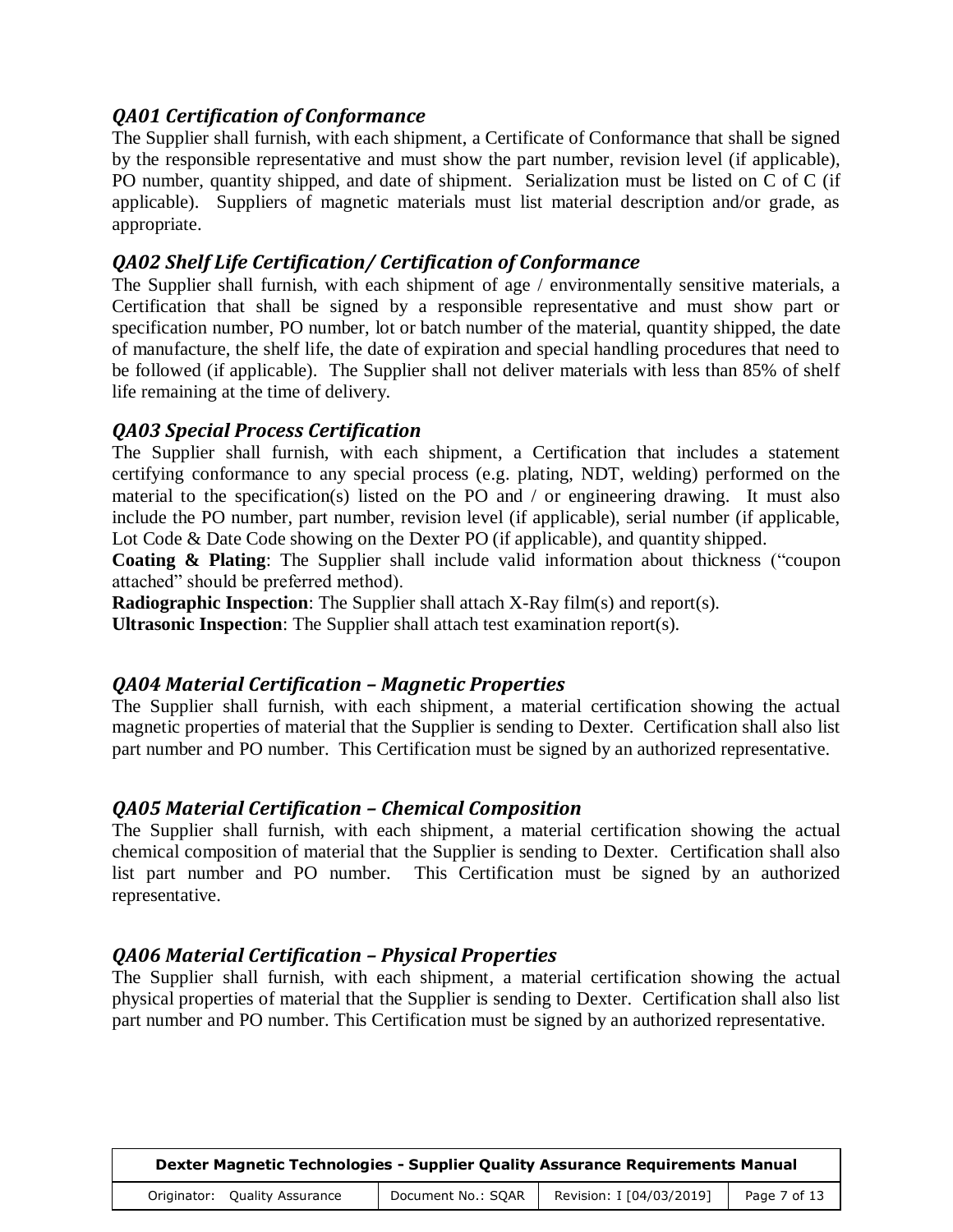### *QA01 Certification of Conformance*

The Supplier shall furnish, with each shipment, a Certificate of Conformance that shall be signed by the responsible representative and must show the part number, revision level (if applicable), PO number, quantity shipped, and date of shipment. Serialization must be listed on C of C (if applicable). Suppliers of magnetic materials must list material description and/or grade, as appropriate.

### *QA02 Shelf Life Certification/ Certification of Conformance*

The Supplier shall furnish, with each shipment of age / environmentally sensitive materials, a Certification that shall be signed by a responsible representative and must show part or specification number, PO number, lot or batch number of the material, quantity shipped, the date of manufacture, the shelf life, the date of expiration and special handling procedures that need to be followed (if applicable). The Supplier shall not deliver materials with less than 85% of shelf life remaining at the time of delivery.

### *QA03 Special Process Certification*

The Supplier shall furnish, with each shipment, a Certification that includes a statement certifying conformance to any special process (e.g. plating, NDT, welding) performed on the material to the specification(s) listed on the PO and / or engineering drawing. It must also include the PO number, part number, revision level (if applicable), serial number (if applicable, Lot Code & Date Code showing on the Dexter PO (if applicable), and quantity shipped.

**Coating & Plating**: The Supplier shall include valid information about thickness ("coupon attached" should be preferred method).

**Radiographic Inspection**: The Supplier shall attach X-Ray film(s) and report(s).

**Ultrasonic Inspection**: The Supplier shall attach test examination report(s).

### *QA04 Material Certification – Magnetic Properties*

The Supplier shall furnish, with each shipment, a material certification showing the actual magnetic properties of material that the Supplier is sending to Dexter. Certification shall also list part number and PO number. This Certification must be signed by an authorized representative.

### *QA05 Material Certification – Chemical Composition*

The Supplier shall furnish, with each shipment, a material certification showing the actual chemical composition of material that the Supplier is sending to Dexter. Certification shall also list part number and PO number. This Certification must be signed by an authorized representative.

### *QA06 Material Certification – Physical Properties*

The Supplier shall furnish, with each shipment, a material certification showing the actual physical properties of material that the Supplier is sending to Dexter. Certification shall also list part number and PO number. This Certification must be signed by an authorized representative.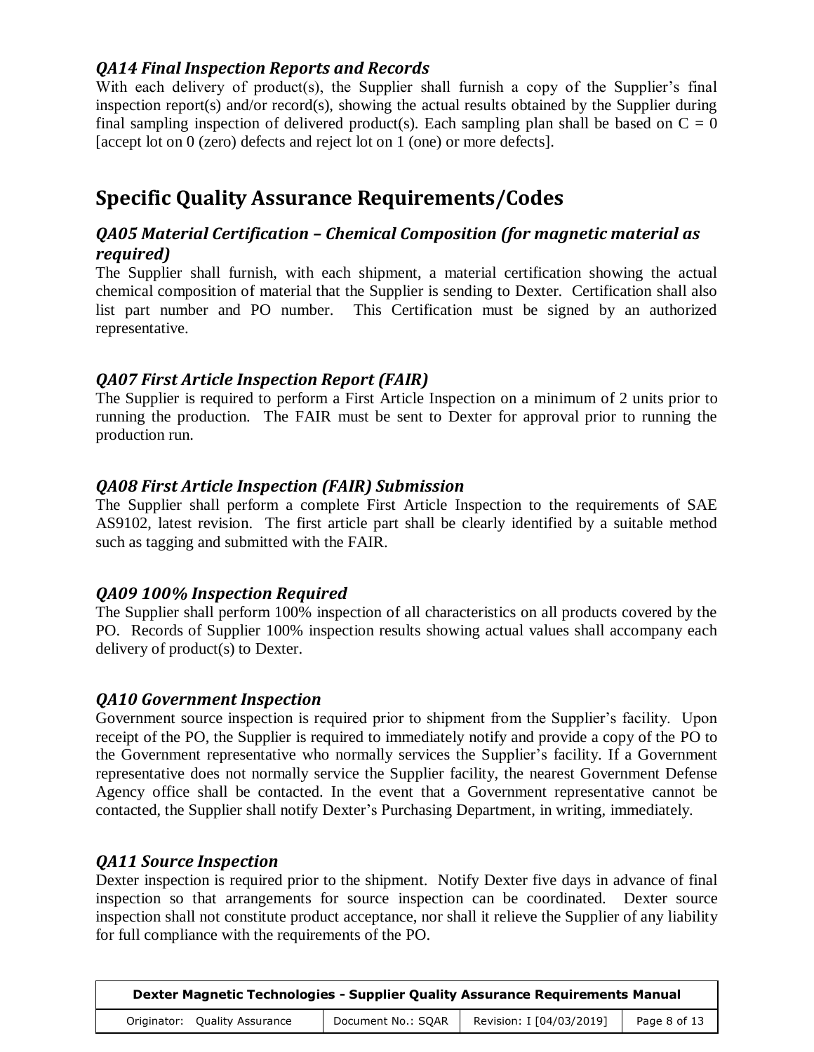### *QA14 Final Inspection Reports and Records*

With each delivery of product(s), the Supplier shall furnish a copy of the Supplier's final inspection report(s) and/or record(s), showing the actual results obtained by the Supplier during final sampling inspection of delivered product(s). Each sampling plan shall be based on C = 0 [accept lot on 0 (zero) defects and reject lot on 1 (one) or more defects].

## Specific Quality Assurance Requirements/Codes

### *QA05 Material Certification – Chemical Composition (for magnetic material as required)*

The Supplier shall furnish, with each shipment, a material certification showing the actual chemical composition of material that the Supplier is sending to Dexter. Certification shall also list part number and PO number. This Certification must be signed by an authorized representative.

### *QA07 First Article Inspection Report (FAIR)*

The Supplier is required to perform a First Article Inspection on a minimum of 2 units prior to running the production. The FAIR must be sent to Dexter for approval prior to running the production run.

### *QA08 First Article Inspection (FAIR) Submission*

The Supplier shall perform a complete First Article Inspection to the requirements of SAE AS9102, latest revision. The first article part shall be clearly identified by a suitable method such as tagging and submitted with the FAIR.

### *QA09 100% Inspection Required*

The Supplier shall perform 100% inspection of all characteristics on all products covered by the PO. Records of Supplier 100% inspection results showing actual values shall accompany each delivery of product(s) to Dexter.

### *QA10 Government Inspection*

Government source inspection is required prior to shipment from the Supplier's facility. Upon receipt of the PO, the Supplier is required to immediately notify and provide a copy of the PO to the Government representative who normally services the Supplier's facility. If a Government representative does not normally service the Supplier facility, the nearest Government Defense Agency office shall be contacted. In the event that a Government representative cannot be contacted, the Supplier shall notify Dexter's Purchasing Department, in writing, immediately.

### *QA11 Source Inspection*

Dexter inspection is required prior to the shipment. Notify Dexter five days in advance of final inspection so that arrangements for source inspection can be coordinated. Dexter source inspection shall not constitute product acceptance, nor shall it relieve the Supplier of any liability for full compliance with the requirements of the PO.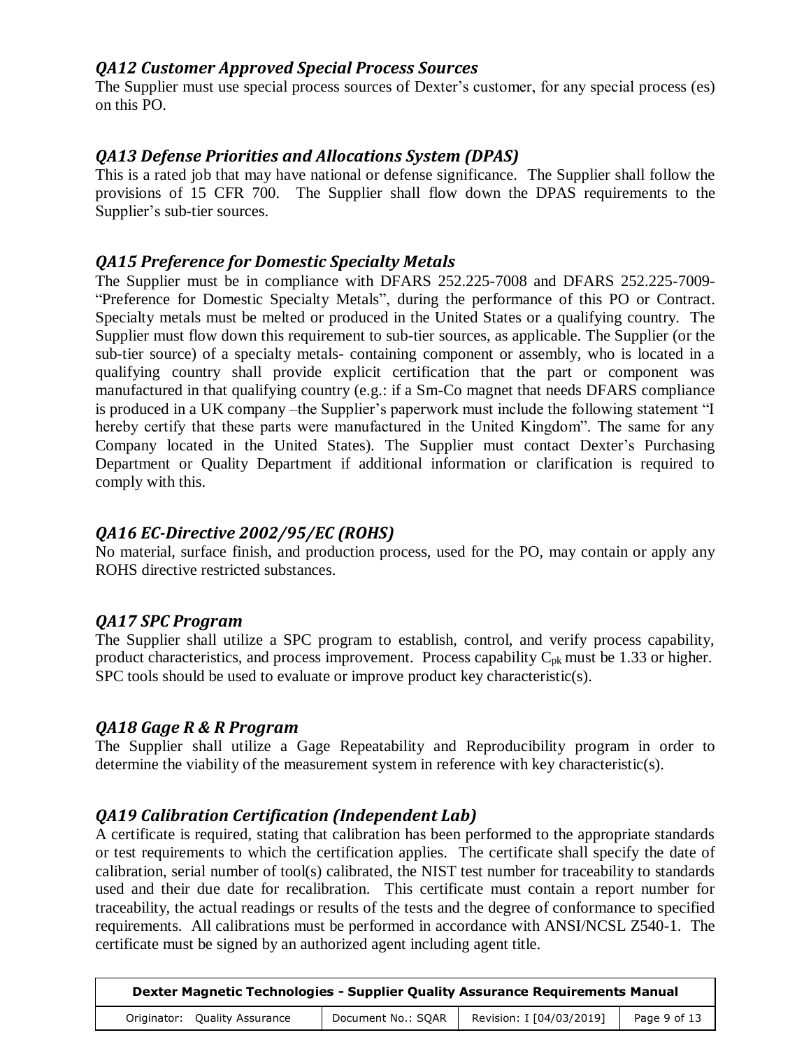### *QA12 Customer Approved Special Process Sources*

The Supplier must use special process sources of Dexter's customer, for any special process (es) on this PO.

### *QA13 Defense Priorities and Allocations System (DPAS)*

This is a rated job that may have national or defense significance. The Supplier shall follow the provisions of 15 CFR 700. The Supplier shall flow down the DPAS requirements to the Supplier's sub-tier sources.

### *QA15 Preference for Domestic Specialty Metals*

The Supplier must be in compliance with DFARS 252.225-7008 and DFARS 252.225-7009- "Preference for Domestic Specialty Metals", during the performance of this PO or Contract. Specialty metals must be melted or produced in the United States or a qualifying country. The Supplier must flow down this requirement to sub-tier sources, as applicable. The Supplier (or the sub-tier source) of a specialty metals- containing component or assembly, who is located in a qualifying country shall provide explicit certification that the part or component was manufactured in that qualifying country (e.g.: if a Sm-Co magnet that needs DFARS compliance is produced in a UK company –the Supplier's paperwork must include the following statement "I hereby certify that these parts were manufactured in the United Kingdom". The same for any Company located in the United States). The Supplier must contact Dexter's Purchasing Department or Quality Department if additional information or clarification is required to comply with this.

### *QA16 EC-Directive 2002/95/EC (ROHS)*

No material, surface finish, and production process, used for the PO, may contain or apply any ROHS directive restricted substances.

### *QA17 SPC Program*

The Supplier shall utilize a SPC program to establish, control, and verify process capability, product characteristics, and process improvement. Process capability $C_{pk}$ must be 1.33 or higher. SPC tools should be used to evaluate or improve product key characteristic(s).

### *QA18 Gage R & R Program*

The Supplier shall utilize a Gage Repeatability and Reproducibility program in order to determine the viability of the measurement system in reference with key characteristic(s).

### *QA19 Calibration Certification (Independent Lab)*

A certificate is required, stating that calibration has been performed to the appropriate standards or test requirements to which the certification applies. The certificate shall specify the date of calibration, serial number of tool(s) calibrated, the NIST test number for traceability to standards used and their due date for recalibration. This certificate must contain a report number for traceability, the actual readings or results of the tests and the degree of conformance to specified requirements. All calibrations must be performed in accordance with ANSI/NCSL Z540-1. The certificate must be signed by an authorized agent including agent title.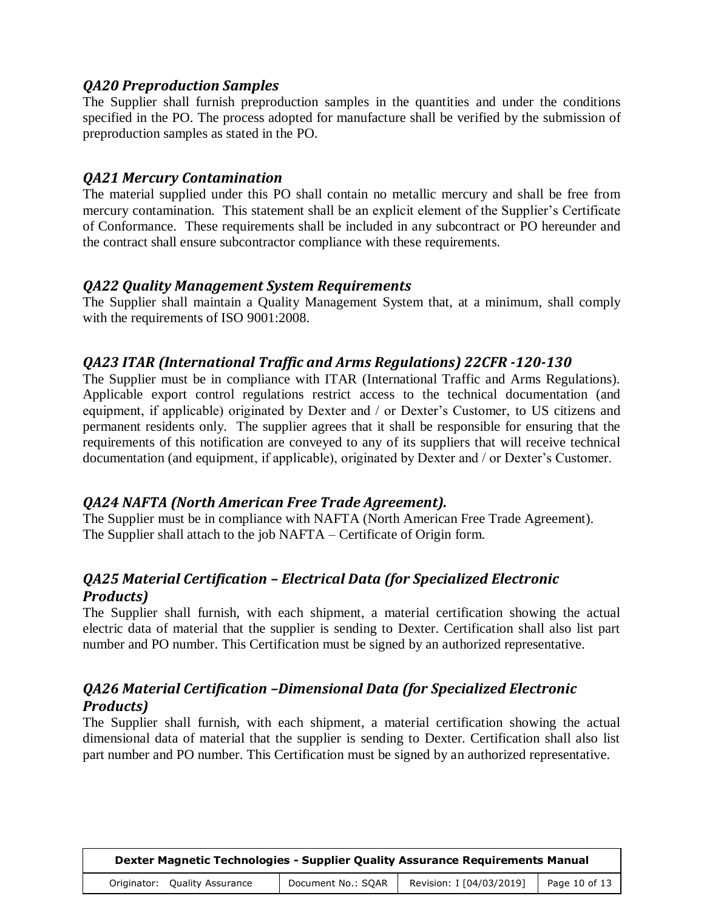### *QA20 Preproduction Samples*

The Supplier shall furnish preproduction samples in the quantities and under the conditions specified in the PO. The process adopted for manufacture shall be verified by the submission of preproduction samples as stated in the PO.

### *QA21 Mercury Contamination*

The material supplied under this PO shall contain no metallic mercury and shall be free from mercury contamination. This statement shall be an explicit element of the Supplier's Certificate of Conformance. These requirements shall be included in any subcontract or PO hereunder and the contract shall ensure subcontractor compliance with these requirements.

### *QA22 Quality Management System Requirements*

The Supplier shall maintain a Quality Management System that, at a minimum, shall comply with the requirements of ISO 9001:2008.

### *QA23 ITAR (International Traffic and Arms Regulations) 22CFR -120-130*

The Supplier must be in compliance with ITAR (International Traffic and Arms Regulations). Applicable export control regulations restrict access to the technical documentation (and equipment, if applicable) originated by Dexter and / or Dexter's Customer, to US citizens and permanent residents only. The supplier agrees that it shall be responsible for ensuring that the requirements of this notification are conveyed to any of its suppliers that will receive technical documentation (and equipment, if applicable), originated by Dexter and / or Dexter's Customer.

### *QA24 NAFTA (North American Free Trade Agreement).*

The Supplier must be in compliance with NAFTA (North American Free Trade Agreement).
The Supplier shall attach to the job NAFTA – Certificate of Origin form.

### *QA25 Material Certification – Electrical Data (for Specialized Electronic Products)*

The Supplier shall furnish, with each shipment, a material certification showing the actual electric data of material that the supplier is sending to Dexter. Certification shall also list part number and PO number. This Certification must be signed by an authorized representative.

### *QA26 Material Certification –Dimensional Data (for Specialized Electronic Products)*

The Supplier shall furnish, with each shipment, a material certification showing the actual dimensional data of material that the supplier is sending to Dexter. Certification shall also list part number and PO number. This Certification must be signed by an authorized representative.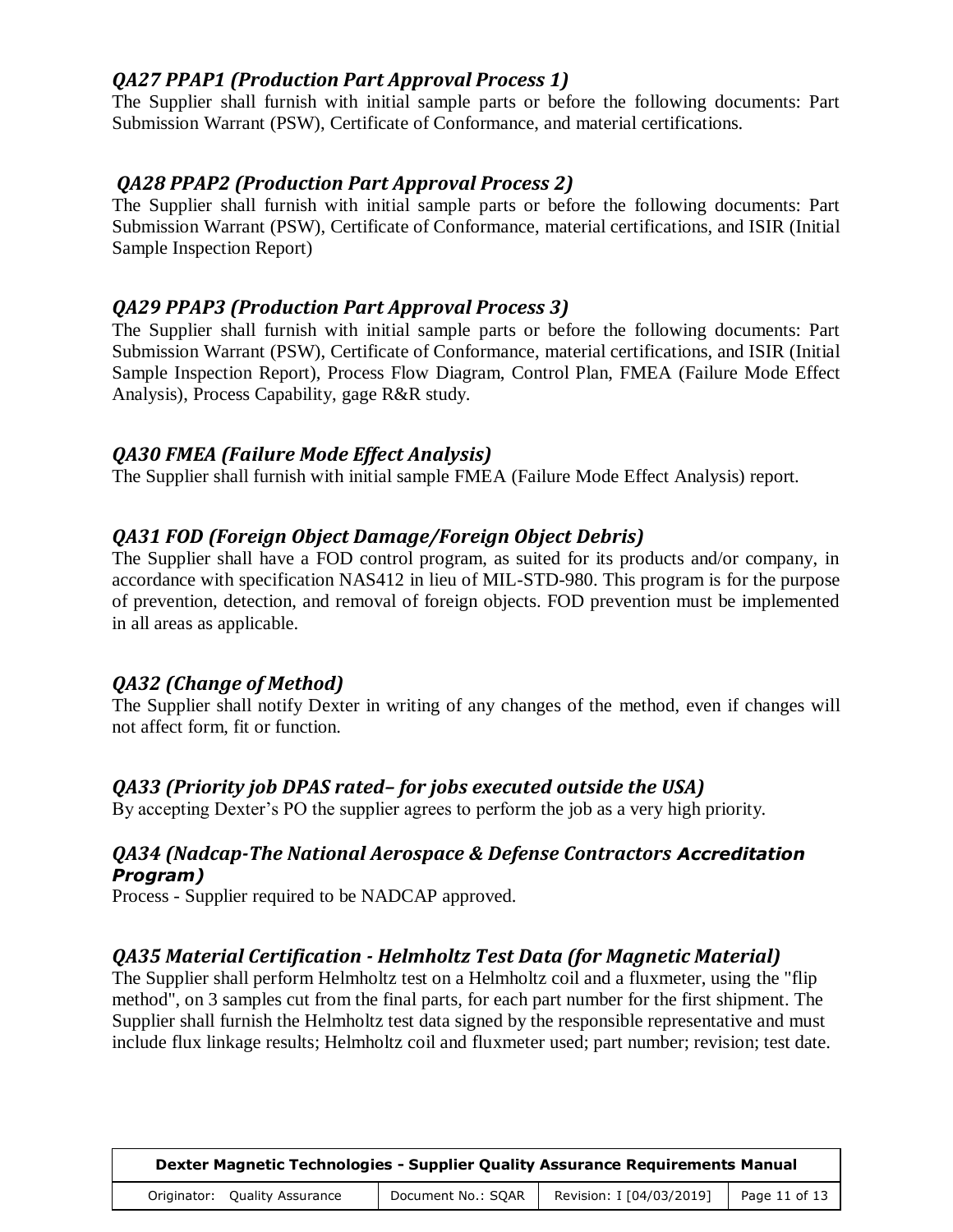### *QA27 PPAP1 (Production Part Approval Process 1)*

The Supplier shall furnish with initial sample parts or before the following documents: Part Submission Warrant (PSW), Certificate of Conformance, and material certifications.

### *QA28 PPAP2 (Production Part Approval Process 2)*

The Supplier shall furnish with initial sample parts or before the following documents: Part Submission Warrant (PSW), Certificate of Conformance, material certifications, and ISIR (Initial Sample Inspection Report)

### *QA29 PPAP3 (Production Part Approval Process 3)*

The Supplier shall furnish with initial sample parts or before the following documents: Part Submission Warrant (PSW), Certificate of Conformance, material certifications, and ISIR (Initial Sample Inspection Report), Process Flow Diagram, Control Plan, FMEA (Failure Mode Effect Analysis), Process Capability, gage R&R study.

### *QA30 FMEA (Failure Mode Effect Analysis)*

The Supplier shall furnish with initial sample FMEA (Failure Mode Effect Analysis) report.

### *QA31 FOD (Foreign Object Damage/Foreign Object Debris)*

The Supplier shall have a FOD control program, as suited for its products and/or company, in accordance with specification NAS412 in lieu of MIL-STD-980. This program is for the purpose of prevention, detection, and removal of foreign objects. FOD prevention must be implemented in all areas as applicable.

### *QA32 (Change of Method)*

The Supplier shall notify Dexter in writing of any changes of the method, even if changes will not affect form, fit or function.

### *QA33 (Priority job DPAS rated– for jobs executed outside the USA)*

By accepting Dexter's PO the supplier agrees to perform the job as a very high priority.

### *QA34 (Nadcap-The National Aerospace & Defense Contractors Accreditation Program)*

Process - Supplier required to be NADCAP approved.

### *QA35 Material Certification - Helmholtz Test Data (for Magnetic Material)*

The Supplier shall perform Helmholtz test on a Helmholtz coil and a fluxmeter, using the "flip method", on 3 samples cut from the final parts, for each part number for the first shipment. The Supplier shall furnish the Helmholtz test data signed by the responsible representative and must include flux linkage results; Helmholtz coil and fluxmeter used; part number; revision; test date.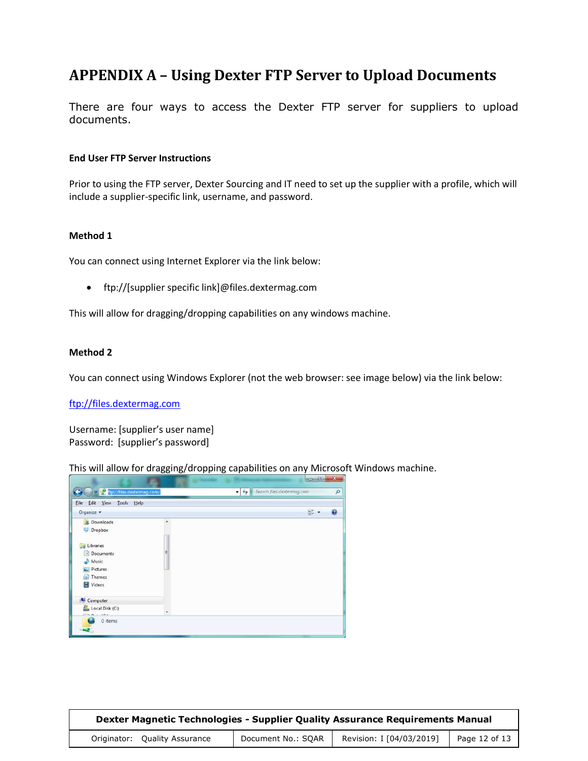# APPENDIX A – Using Dexter FTP Server to Upload Documents

There are four ways to access the Dexter FTP server for suppliers to upload documents.

**End User FTP Server Instructions**

Prior to using the FTP server, Dexter Sourcing and IT need to set up the supplier with a profile, which will include a supplier-specific link, username, and password.

**Method 1**

You can connect using Internet Explorer via the link below:

- ftp://[supplier specific link]@files.dextermag.com

This will allow for dragging/dropping capabilities on any windows machine.

**Method 2**

You can connect using Windows Explorer (not the web browser: see image below) via the link below:

ftp://files.dextermag.com

Username: [supplier's user name]
Password: [supplier's password]

This will allow for dragging/dropping capabilities on any Microsoft Windows machine.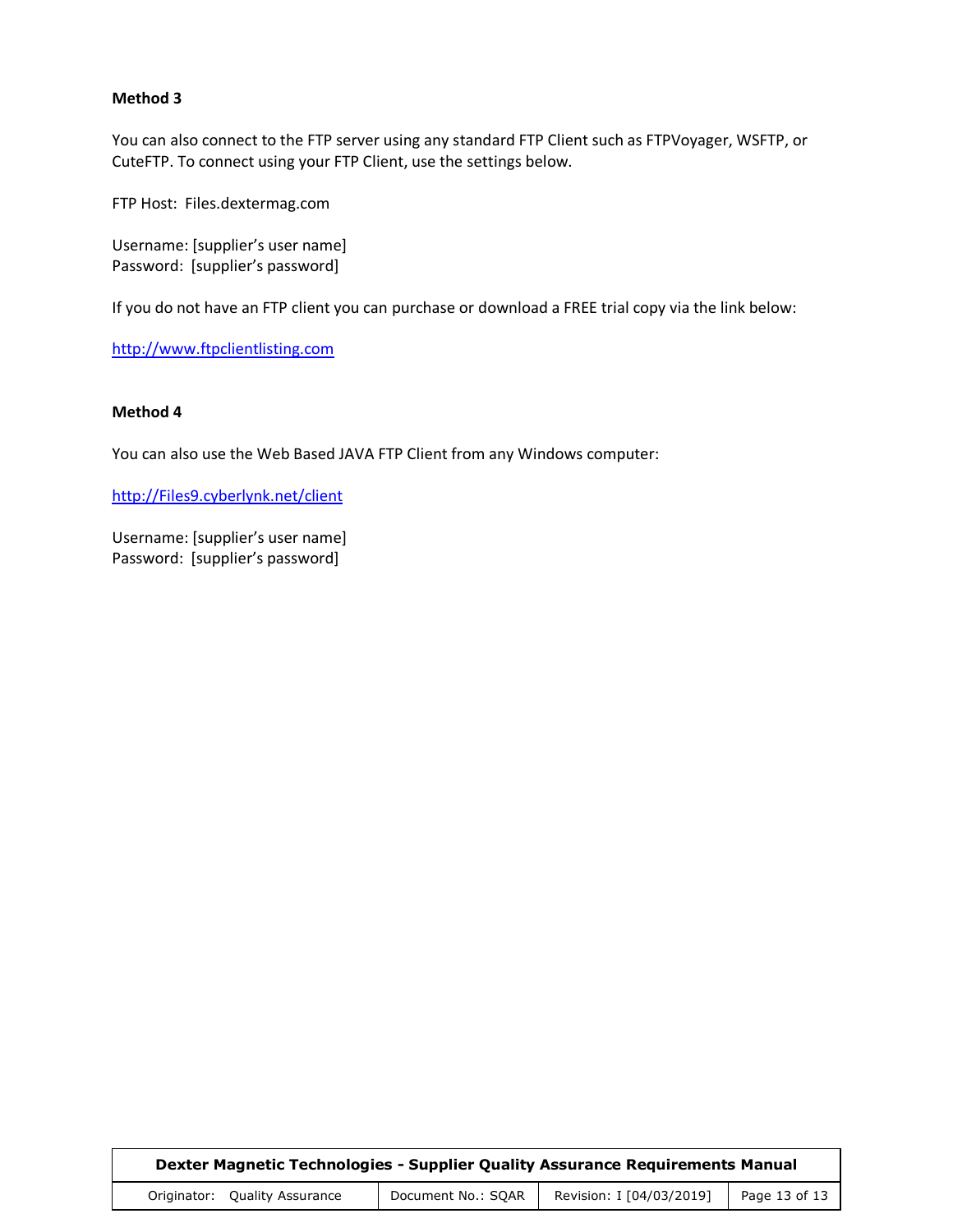**Method 3**

You can also connect to the FTP server using any standard FTP Client such as FTPVoyager, WSFTP, or CuteFTP. To connect using your FTP Client, use the settings below.

FTP Host: Files.dextermag.com

Username: [supplier's user name]
Password: [supplier's password]

If you do not have an FTP client you can purchase or download a FREE trial copy via the link below:

http://www.ftpclientlisting.com

**Method 4**

You can also use the Web Based JAVA FTP Client from any Windows computer:

http://Files9.cyberlynk.net/client

Username: [supplier's user name]
Password: [supplier's password]